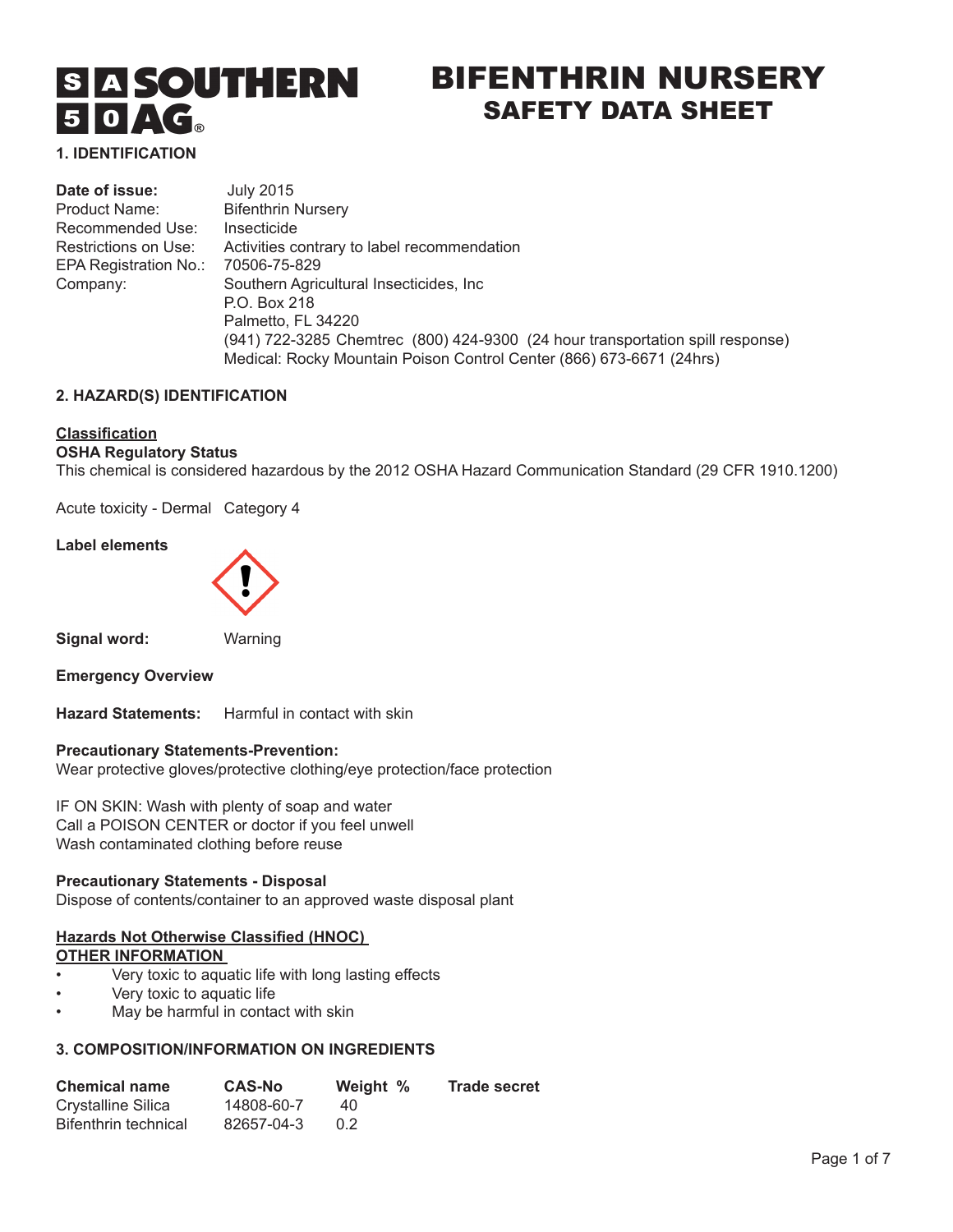# BIFENTHRIN NURSERY
## SAFETY DATA SHEET

### 1. IDENTIFICATION

**Date of issue:** July 2015
Product Name: Bifenthrin Nursery
Recommended Use: Insecticide
Restrictions on Use: Activities contrary to label recommendation
EPA Registration No.: 70506-75-829
Company: Southern Agricultural Insecticides, Inc
P.O. Box 218
Palmetto, FL 34220
(941) 722-3285 Chemtrec (800) 424-9300 (24 hour transportation spill response)
Medical: Rocky Mountain Poison Control Center (866) 673-6671 (24hrs)

### 2. HAZARD(S) IDENTIFICATION

**Classification**

**OSHA Regulatory Status**

This chemical is considered hazardous by the 2012 OSHA Hazard Communication Standard (29 CFR 1910.1200)

Acute toxicity - Dermal Category 4

**Label elements**

**Signal word:** Warning

**Emergency Overview**

**Hazard Statements:** Harmful in contact with skin

**Precautionary Statements-Prevention:**

Wear protective gloves/protective clothing/eye protection/face protection

IF ON SKIN: Wash with plenty of soap and water
Call a POISON CENTER or doctor if you feel unwell
Wash contaminated clothing before reuse

**Precautionary Statements - Disposal**

Dispose of contents/container to an approved waste disposal plant

**Hazards Not Otherwise Classified (HNOC)**

**OTHER INFORMATION**

- Very toxic to aquatic life with long lasting effects
- Very toxic to aquatic life
- May be harmful in contact with skin

### 3. COMPOSITION/INFORMATION ON INGREDIENTS

| Chemical name | CAS-No | Weight % | Trade secret |
|---|---|---|---|
| Crystalline Silica | 14808-60-7 | 40 | |
| Bifenthrin technical | 82657-04-3 | 0.2 | |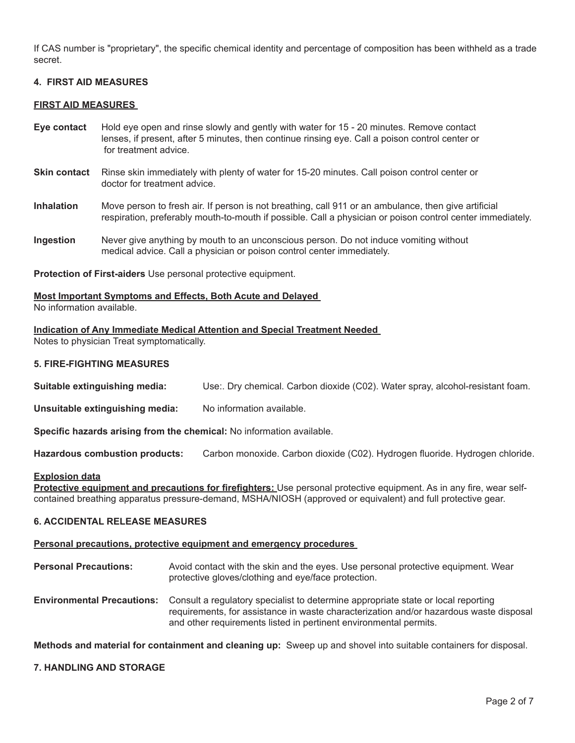If CAS number is "proprietary", the specific chemical identity and percentage of composition has been withheld as a trade secret.

## 4. FIRST AID MEASURES

### FIRST AID MEASURES

**Eye contact** Hold eye open and rinse slowly and gently with water for 15 - 20 minutes. Remove contact lenses, if present, after 5 minutes, then continue rinsing eye. Call a poison control center or for treatment advice.

**Skin contact** Rinse skin immediately with plenty of water for 15-20 minutes. Call poison control center or doctor for treatment advice.

**Inhalation** Move person to fresh air. If person is not breathing, call 911 or an ambulance, then give artificial respiration, preferably mouth-to-mouth if possible. Call a physician or poison control center immediately.

**Ingestion** Never give anything by mouth to an unconscious person. Do not induce vomiting without medical advice. Call a physician or poison control center immediately.

**Protection of First-aiders** Use personal protective equipment.

### Most Important Symptoms and Effects, Both Acute and Delayed

No information available.

### Indication of Any Immediate Medical Attention and Special Treatment Needed

Notes to physician Treat symptomatically.

## 5. FIRE-FIGHTING MEASURES

**Suitable extinguishing media:** Use:. Dry chemical. Carbon dioxide (C02). Water spray, alcohol-resistant foam.

**Unsuitable extinguishing media:** No information available.

**Specific hazards arising from the chemical:** No information available.

**Hazardous combustion products:** Carbon monoxide. Carbon dioxide (C02). Hydrogen fluoride. Hydrogen chloride.

### Explosion data

**Protective equipment and precautions for firefighters:** Use personal protective equipment. As in any fire, wear self-contained breathing apparatus pressure-demand, MSHA/NIOSH (approved or equivalent) and full protective gear.

## 6. ACCIDENTAL RELEASE MEASURES

### Personal precautions, protective equipment and emergency procedures

**Personal Precautions:** Avoid contact with the skin and the eyes. Use personal protective equipment. Wear protective gloves/clothing and eye/face protection.

**Environmental Precautions:** Consult a regulatory specialist to determine appropriate state or local reporting requirements, for assistance in waste characterization and/or hazardous waste disposal and other requirements listed in pertinent environmental permits.

**Methods and material for containment and cleaning up:** Sweep up and shovel into suitable containers for disposal.

## 7. HANDLING AND STORAGE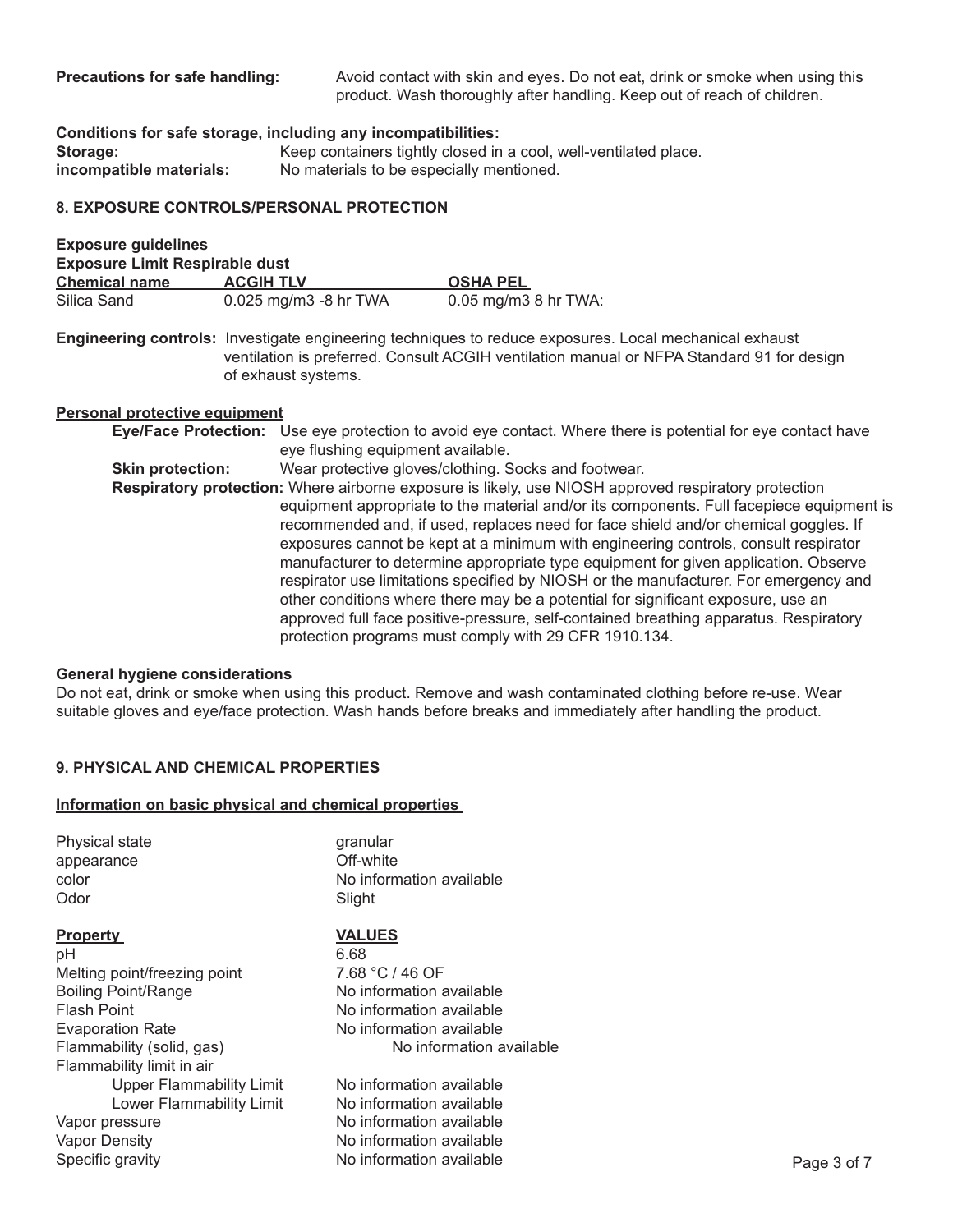**Precautions for safe handling:** Avoid contact with skin and eyes. Do not eat, drink or smoke when using this product. Wash thoroughly after handling. Keep out of reach of children.

**Conditions for safe storage, including any incompatibilities:**

**Storage:** Keep containers tightly closed in a cool, well-ventilated place.

**incompatible materials:** No materials to be especially mentioned.

## 8. EXPOSURE CONTROLS/PERSONAL PROTECTION

**Exposure guidelines**

**Exposure Limit Respirable dust**

| Chemical name | ACGIH TLV | OSHA PEL |
|---|---|---|
| Silica Sand | 0.025 mg/m3 -8 hr TWA | 0.05 mg/m3 8 hr TWA: |

**Engineering controls:** Investigate engineering techniques to reduce exposures. Local mechanical exhaust ventilation is preferred. Consult ACGIH ventilation manual or NFPA Standard 91 for design of exhaust systems.

**Personal protective equipment**

**Eye/Face Protection:** Use eye protection to avoid eye contact. Where there is potential for eye contact have eye flushing equipment available.

**Skin protection:** Wear protective gloves/clothing. Socks and footwear.

**Respiratory protection:** Where airborne exposure is likely, use NIOSH approved respiratory protection equipment appropriate to the material and/or its components. Full facepiece equipment is recommended and, if used, replaces need for face shield and/or chemical goggles. If exposures cannot be kept at a minimum with engineering controls, consult respirator manufacturer to determine appropriate type equipment for given application. Observe respirator use limitations specified by NIOSH or the manufacturer. For emergency and other conditions where there may be a potential for significant exposure, use an approved full face positive-pressure, self-contained breathing apparatus. Respiratory protection programs must comply with 29 CFR 1910.134.

**General hygiene considerations**

Do not eat, drink or smoke when using this product. Remove and wash contaminated clothing before re-use. Wear suitable gloves and eye/face protection. Wash hands before breaks and immediately after handling the product.

## 9. PHYSICAL AND CHEMICAL PROPERTIES

**Information on basic physical and chemical properties**

| | |
|---|---|
| Physical state | granular |
| appearance | Off-white |
| color | No information available |
| Odor | Slight |

| Property | VALUES |
|---|---|
| pH | 6.68 |
| Melting point/freezing point | 7.68 °C / 46 OF |
| Boiling Point/Range | No information available |
| Flash Point | No information available |
| Evaporation Rate | No information available |
| Flammability (solid, gas) | No information available |
| Flammability limit in air | |
| Upper Flammability Limit | No information available |
| Lower Flammability Limit | No information available |
| Vapor pressure | No information available |
| Vapor Density | No information available |
| Specific gravity | No information available |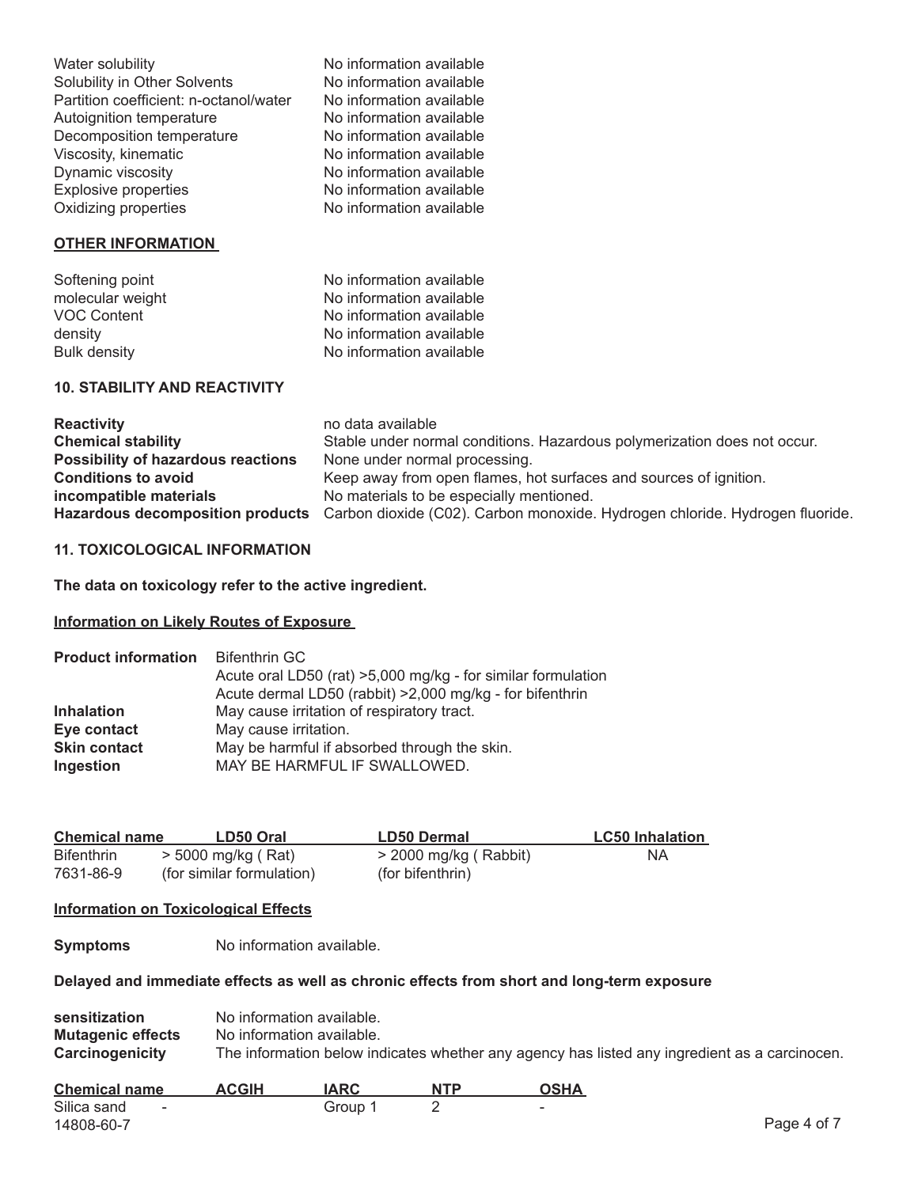| | |
|---|---|
| Water solubility | No information available |
| Solubility in Other Solvents | No information available |
| Partition coefficient: n-octanol/water | No information available |
| Autoignition temperature | No information available |
| Decomposition temperature | No information available |
| Viscosity, kinematic | No information available |
| Dynamic viscosity | No information available |
| Explosive properties | No information available |
| Oxidizing properties | No information available |

**OTHER INFORMATION**

| | |
|---|---|
| Softening point | No information available |
| molecular weight | No information available |
| VOC Content | No information available |
| density | No information available |
| Bulk density | No information available |

## 10. STABILITY AND REACTIVITY

| | |
|---|---|
| **Reactivity** | no data available |
| **Chemical stability** | Stable under normal conditions. Hazardous polymerization does not occur. |
| **Possibility of hazardous reactions** | None under normal processing. |
| **Conditions to avoid** | Keep away from open flames, hot surfaces and sources of ignition. |
| **incompatible materials** | No materials to be especially mentioned. |
| **Hazardous decomposition products** | Carbon dioxide (C02). Carbon monoxide. Hydrogen chloride. Hydrogen fluoride. |

## 11. TOXICOLOGICAL INFORMATION

**The data on toxicology refer to the active ingredient.**

**Information on Likely Routes of Exposure**

| | |
|---|---|
| **Product information** | Bifenthrin GC<br>Acute oral LD50 (rat) >5,000 mg/kg - for similar formulation<br>Acute dermal LD50 (rabbit) >2,000 mg/kg - for bifenthrin |
| **Inhalation** | May cause irritation of respiratory tract. |
| **Eye contact** | May cause irritation. |
| **Skin contact** | May be harmful if absorbed through the skin. |
| **Ingestion** | MAY BE HARMFUL IF SWALLOWED. |

| Chemical name | LD50 Oral | LD50 Dermal | LC50 Inhalation |
|---|---|---|---|
| Bifenthrin<br>7631-86-9 | > 5000 mg/kg ( Rat)<br>(for similar formulation) | > 2000 mg/kg ( Rabbit)<br>(for bifenthrin) | NA |

**Information on Toxicological Effects**

**Symptoms** No information available.

**Delayed and immediate effects as well as chronic effects from short and long-term exposure**

| | |
|---|---|
| **sensitization** | No information available. |
| **Mutagenic effects** | No information available. |
| **Carcinogenicity** | The information below indicates whether any agency has listed any ingredient as a carcinocen. |

| Chemical name | ACGIH | IARC | NTP | OSHA |
|---|---|---|---|---|
| Silica sand<br>14808-60-7 | - | Group 1 | 2 | - |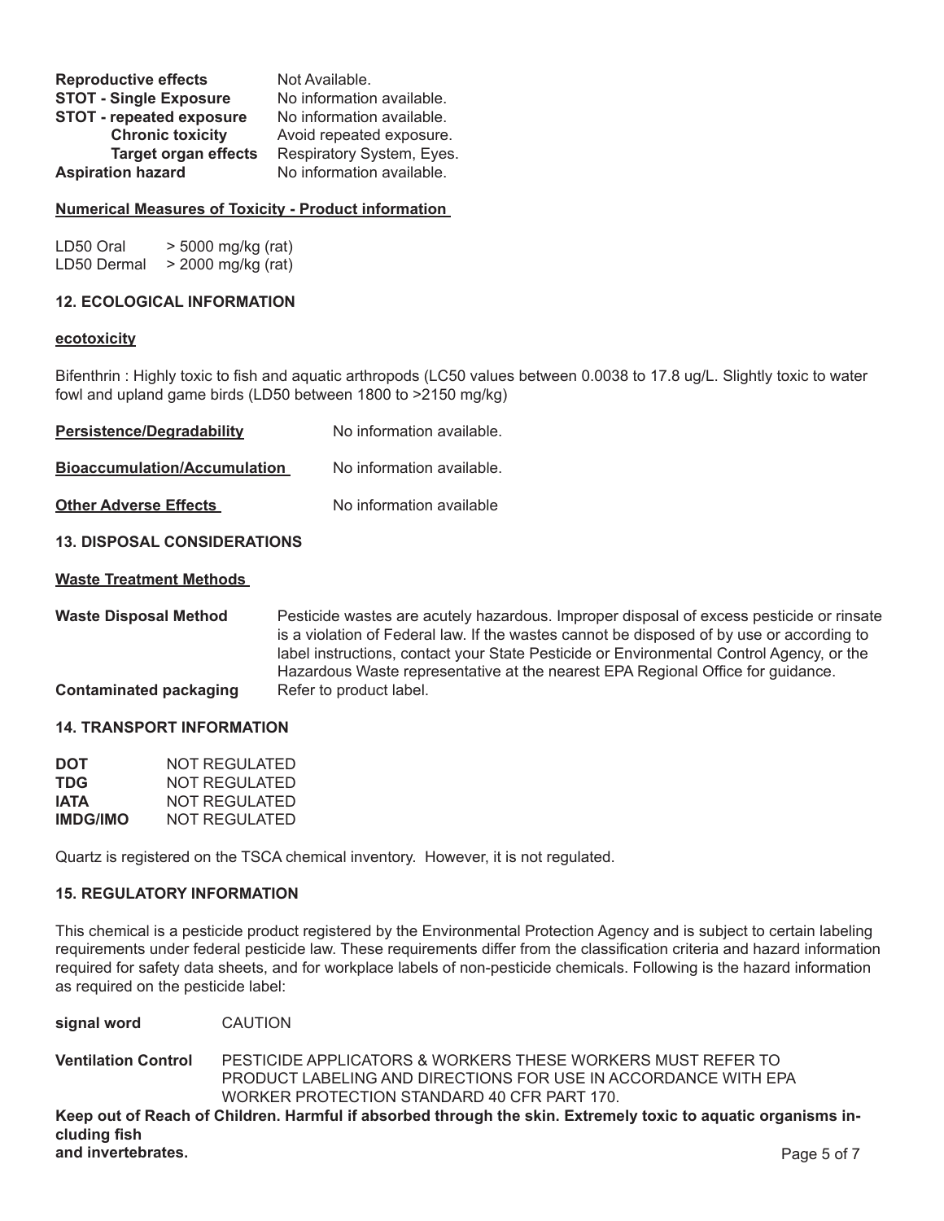**Reproductive effects** Not Available.
**STOT - Single Exposure** No information available.
**STOT - repeated exposure** No information available.
**Chronic toxicity** Avoid repeated exposure.
**Target organ effects** Respiratory System, Eyes.
**Aspiration hazard** No information available.

**Numerical Measures of Toxicity - Product information**

| | |
|---|---|
| LD50 Oral | > 5000 mg/kg (rat) |
| LD50 Dermal | > 2000 mg/kg (rat) |

## 12. ECOLOGICAL INFORMATION

**ecotoxicity**

Bifenthrin : Highly toxic to fish and aquatic arthropods (LC50 values between 0.0038 to 17.8 ug/L. Slightly toxic to water fowl and upland game birds (LD50 between 1800 to >2150 mg/kg)

**Persistence/Degradability** No information available.

**Bioaccumulation/Accumulation** No information available.

**Other Adverse Effects** No information available

## 13. DISPOSAL CONSIDERATIONS

**Waste Treatment Methods**

**Waste Disposal Method** Pesticide wastes are acutely hazardous. Improper disposal of excess pesticide or rinsate is a violation of Federal law. If the wastes cannot be disposed of by use or according to label instructions, contact your State Pesticide or Environmental Control Agency, or the Hazardous Waste representative at the nearest EPA Regional Office for guidance.

**Contaminated packaging** Refer to product label.

## 14. TRANSPORT INFORMATION

| | |
|---|---|
| **DOT** | NOT REGULATED |
| **TDG** | NOT REGULATED |
| **IATA** | NOT REGULATED |
| **IMDG/IMO** | NOT REGULATED |

Quartz is registered on the TSCA chemical inventory. However, it is not regulated.

## 15. REGULATORY INFORMATION

This chemical is a pesticide product registered by the Environmental Protection Agency and is subject to certain labeling requirements under federal pesticide law. These requirements differ from the classification criteria and hazard information required for safety data sheets, and for workplace labels of non-pesticide chemicals. Following is the hazard information as required on the pesticide label:

**signal word** CAUTION

**Ventilation Control** PESTICIDE APPLICATORS & WORKERS THESE WORKERS MUST REFER TO PRODUCT LABELING AND DIRECTIONS FOR USE IN ACCORDANCE WITH EPA WORKER PROTECTION STANDARD 40 CFR PART 170.

**Keep out of Reach of Children. Harmful if absorbed through the skin. Extremely toxic to aquatic organisms including fish and invertebrates.**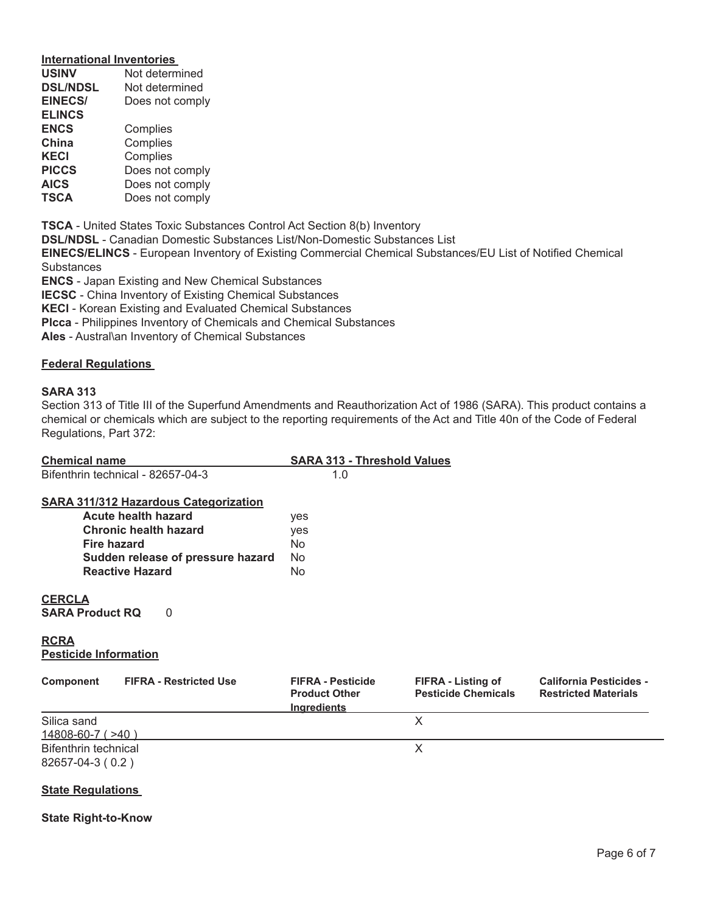**International Inventories**

| | |
|---|---|
| **USINV** | Not determined |
| **DSL/NDSL** | Not determined |
| **EINECS/ ELINCS** | Does not comply |
| **ENCS** | Complies |
| **China** | Complies |
| **KECI** | Complies |
| **PICCS** | Does not comply |
| **AICS** | Does not comply |
| **TSCA** | Does not comply |

**TSCA** - United States Toxic Substances Control Act Section 8(b) Inventory
**DSL/NDSL** - Canadian Domestic Substances List/Non-Domestic Substances List
**EINECS/ELINCS** - European Inventory of Existing Commercial Chemical Substances/EU List of Notified Chemical Substances
**ENCS** - Japan Existing and New Chemical Substances
**IECSC** - China Inventory of Existing Chemical Substances
**KECI** - Korean Existing and Evaluated Chemical Substances
**PIcca** - Philippines Inventory of Chemicals and Chemical Substances
**AIes** - Austral\an Inventory of Chemical Substances

**Federal Regulations**

**SARA 313**

Section 313 of Title III of the Superfund Amendments and Reauthorization Act of 1986 (SARA). This product contains a chemical or chemicals which are subject to the reporting requirements of the Act and Title 40n of the Code of Federal Regulations, Part 372:

| Chemical name | SARA 313 - Threshold Values |
|---|---|
| Bifenthrin technical - 82657-04-3 | 1.0 |

**SARA 311/312 Hazardous Categorization**

| | |
|---|---|
| **Acute health hazard** | yes |
| **Chronic health hazard** | yes |
| **Fire hazard** | No |
| **Sudden release of pressure hazard** | No |
| **Reactive Hazard** | No |

**CERCLA**

**SARA Product RQ** 0

**RCRA**

**Pesticide Information**

| Component | FIFRA - Restricted Use | FIFRA - Pesticide Product Other Ingredients | FIFRA - Listing of Pesticide Chemicals | California Pesticides - Restricted Materials |
|---|---|---|---|---|
| Silica sand 14808-60-7 ( >40 ) | | | X | |
| Bifenthrin technical 82657-04-3 ( 0.2 ) | | | X | |

**State Regulations**

**State Right-to-Know**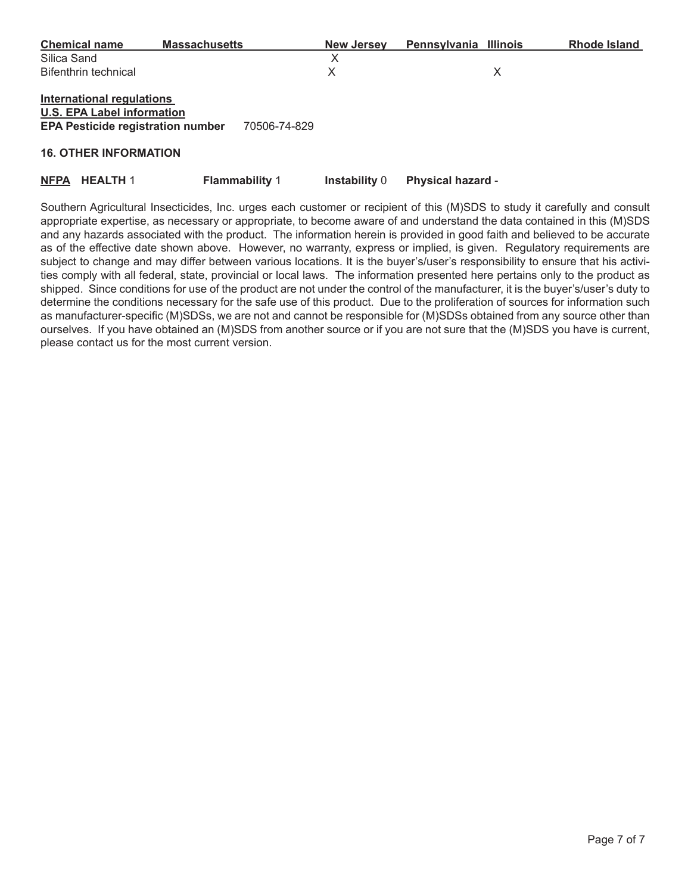| Chemical name | Massachusetts | New Jersey | Pennsylvania | Illinois | Rhode Island |
|---|---|---|---|---|---|
| Silica Sand | | X | | | |
| Bifenthrin technical | | X | | X | |

**International regulations**

**U.S. EPA Label information**

**EPA Pesticide registration number** 70506-74-829

## 16. OTHER INFORMATION

**NFPA** **HEALTH** 1 **Flammability** 1 **Instability** 0 **Physical hazard** -

Southern Agricultural Insecticides, Inc. urges each customer or recipient of this (M)SDS to study it carefully and consult appropriate expertise, as necessary or appropriate, to become aware of and understand the data contained in this (M)SDS and any hazards associated with the product. The information herein is provided in good faith and believed to be accurate as of the effective date shown above. However, no warranty, express or implied, is given. Regulatory requirements are subject to change and may differ between various locations. It is the buyer's/user's responsibility to ensure that his activities comply with all federal, state, provincial or local laws. The information presented here pertains only to the product as shipped. Since conditions for use of the product are not under the control of the manufacturer, it is the buyer's/user's duty to determine the conditions necessary for the safe use of this product. Due to the proliferation of sources for information such as manufacturer-specific (M)SDSs, we are not and cannot be responsible for (M)SDSs obtained from any source other than ourselves. If you have obtained an (M)SDS from another source or if you are not sure that the (M)SDS you have is current, please contact us for the most current version.